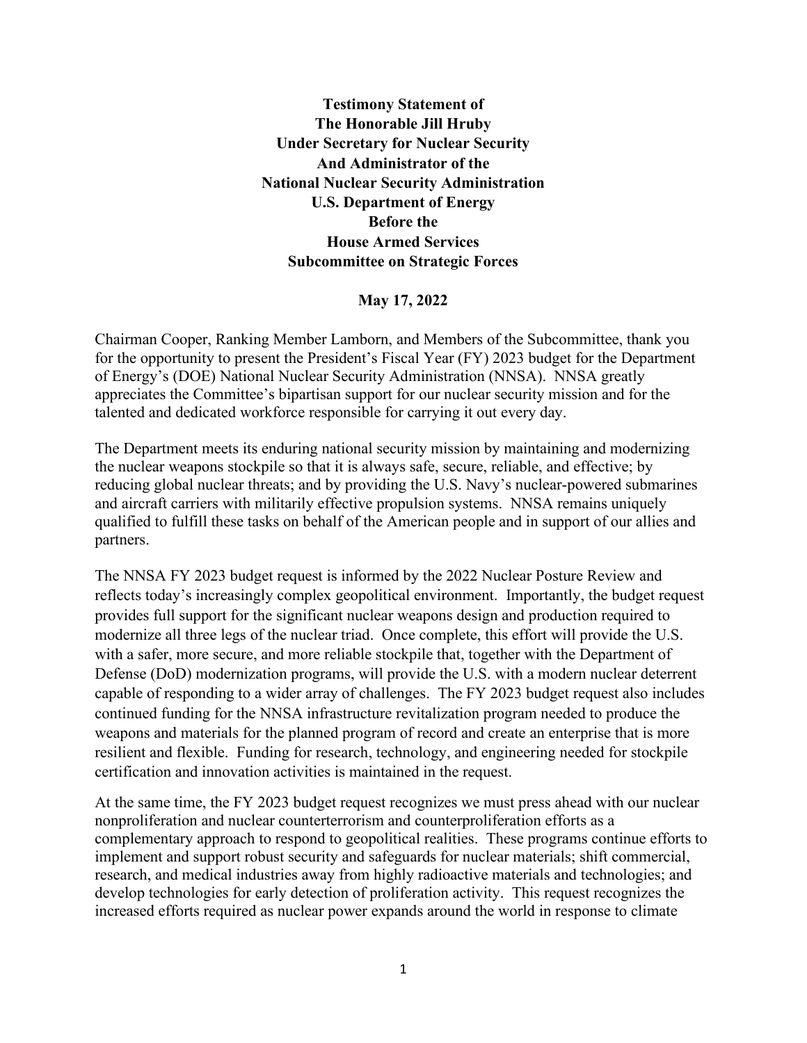**Testimony Statement of**
**The Honorable Jill Hruby**
**Under Secretary for Nuclear Security**
**And Administrator of the**
**National Nuclear Security Administration**
**U.S. Department of Energy**
**Before the**
**House Armed Services**
**Subcommittee on Strategic Forces**

**May 17, 2022**

Chairman Cooper, Ranking Member Lamborn, and Members of the Subcommittee, thank you for the opportunity to present the President's Fiscal Year (FY) 2023 budget for the Department of Energy's (DOE) National Nuclear Security Administration (NNSA). NNSA greatly appreciates the Committee's bipartisan support for our nuclear security mission and for the talented and dedicated workforce responsible for carrying it out every day.

The Department meets its enduring national security mission by maintaining and modernizing the nuclear weapons stockpile so that it is always safe, secure, reliable, and effective; by reducing global nuclear threats; and by providing the U.S. Navy's nuclear-powered submarines and aircraft carriers with militarily effective propulsion systems. NNSA remains uniquely qualified to fulfill these tasks on behalf of the American people and in support of our allies and partners.

The NNSA FY 2023 budget request is informed by the 2022 Nuclear Posture Review and reflects today's increasingly complex geopolitical environment. Importantly, the budget request provides full support for the significant nuclear weapons design and production required to modernize all three legs of the nuclear triad. Once complete, this effort will provide the U.S. with a safer, more secure, and more reliable stockpile that, together with the Department of Defense (DoD) modernization programs, will provide the U.S. with a modern nuclear deterrent capable of responding to a wider array of challenges. The FY 2023 budget request also includes continued funding for the NNSA infrastructure revitalization program needed to produce the weapons and materials for the planned program of record and create an enterprise that is more resilient and flexible. Funding for research, technology, and engineering needed for stockpile certification and innovation activities is maintained in the request.

At the same time, the FY 2023 budget request recognizes we must press ahead with our nuclear nonproliferation and nuclear counterterrorism and counterproliferation efforts as a complementary approach to respond to geopolitical realities. These programs continue efforts to implement and support robust security and safeguards for nuclear materials; shift commercial, research, and medical industries away from highly radioactive materials and technologies; and develop technologies for early detection of proliferation activity. This request recognizes the increased efforts required as nuclear power expands around the world in response to climate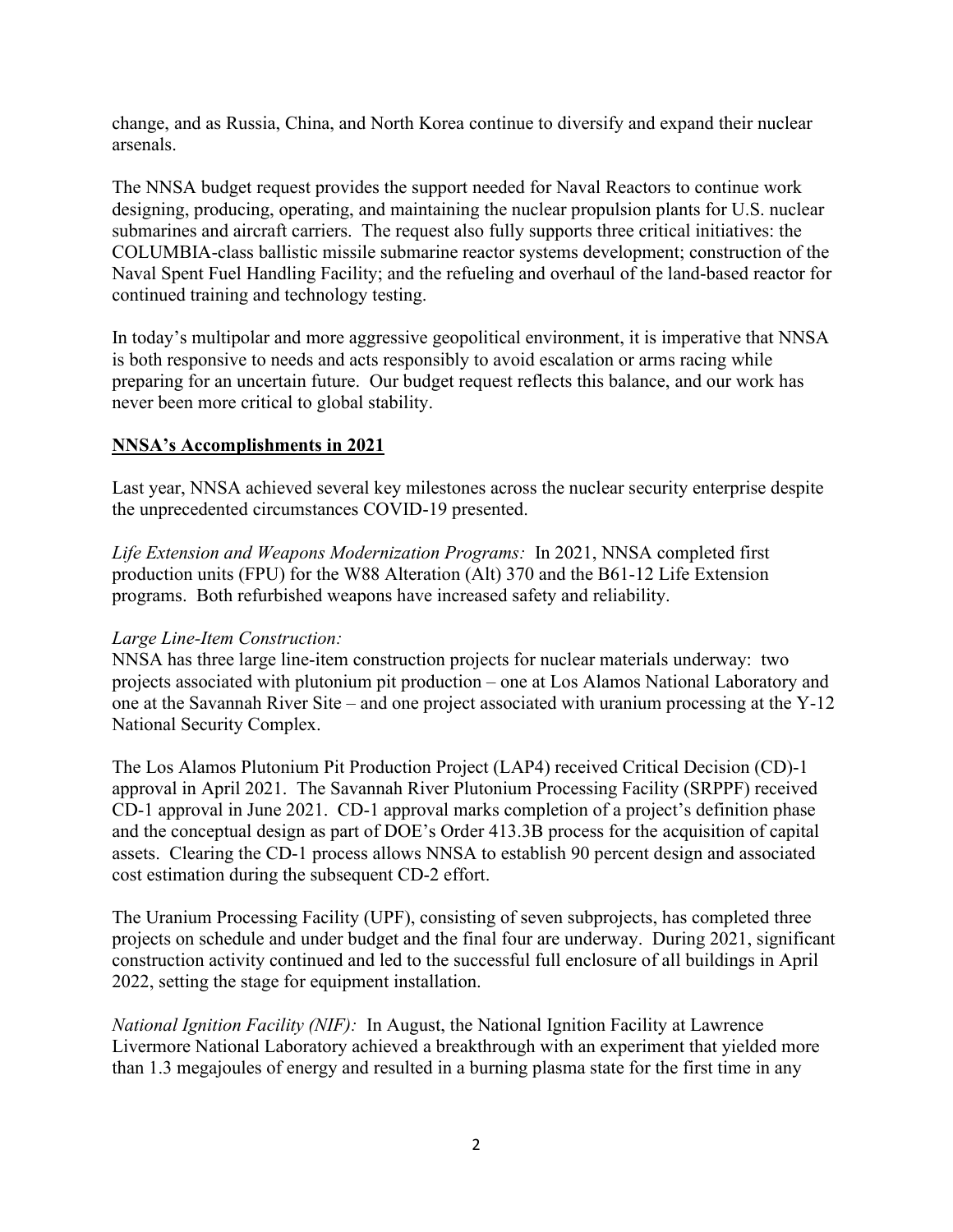change, and as Russia, China, and North Korea continue to diversify and expand their nuclear arsenals.

The NNSA budget request provides the support needed for Naval Reactors to continue work designing, producing, operating, and maintaining the nuclear propulsion plants for U.S. nuclear submarines and aircraft carriers. The request also fully supports three critical initiatives: the COLUMBIA-class ballistic missile submarine reactor systems development; construction of the Naval Spent Fuel Handling Facility; and the refueling and overhaul of the land-based reactor for continued training and technology testing.

In today's multipolar and more aggressive geopolitical environment, it is imperative that NNSA is both responsive to needs and acts responsibly to avoid escalation or arms racing while preparing for an uncertain future. Our budget request reflects this balance, and our work has never been more critical to global stability.

## **NNSA's Accomplishments in 2021**

Last year, NNSA achieved several key milestones across the nuclear security enterprise despite the unprecedented circumstances COVID-19 presented.

*Life Extension and Weapons Modernization Programs:* In 2021, NNSA completed first production units (FPU) for the W88 Alteration (Alt) 370 and the B61-12 Life Extension programs. Both refurbished weapons have increased safety and reliability.

*Large Line-Item Construction:*
NNSA has three large line-item construction projects for nuclear materials underway: two projects associated with plutonium pit production – one at Los Alamos National Laboratory and one at the Savannah River Site – and one project associated with uranium processing at the Y-12 National Security Complex.

The Los Alamos Plutonium Pit Production Project (LAP4) received Critical Decision (CD)-1 approval in April 2021. The Savannah River Plutonium Processing Facility (SRPPF) received CD-1 approval in June 2021. CD-1 approval marks completion of a project's definition phase and the conceptual design as part of DOE's Order 413.3B process for the acquisition of capital assets. Clearing the CD-1 process allows NNSA to establish 90 percent design and associated cost estimation during the subsequent CD-2 effort.

The Uranium Processing Facility (UPF), consisting of seven subprojects, has completed three projects on schedule and under budget and the final four are underway. During 2021, significant construction activity continued and led to the successful full enclosure of all buildings in April 2022, setting the stage for equipment installation.

*National Ignition Facility (NIF):* In August, the National Ignition Facility at Lawrence Livermore National Laboratory achieved a breakthrough with an experiment that yielded more than 1.3 megajoules of energy and resulted in a burning plasma state for the first time in any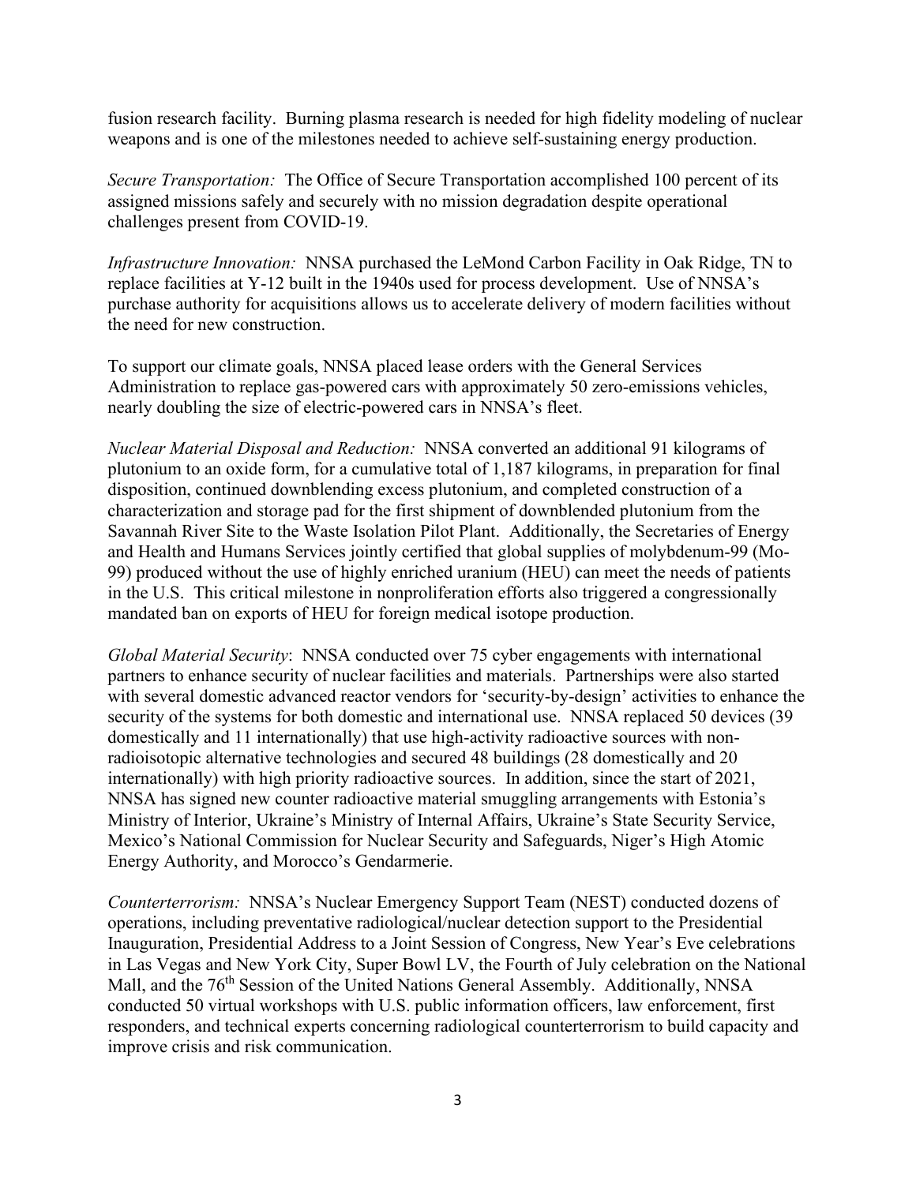fusion research facility.  Burning plasma research is needed for high fidelity modeling of nuclear weapons and is one of the milestones needed to achieve self-sustaining energy production.

*Secure Transportation:* The Office of Secure Transportation accomplished 100 percent of its assigned missions safely and securely with no mission degradation despite operational challenges present from COVID-19.

*Infrastructure Innovation:* NNSA purchased the LeMond Carbon Facility in Oak Ridge, TN to replace facilities at Y-12 built in the 1940s used for process development.  Use of NNSA's purchase authority for acquisitions allows us to accelerate delivery of modern facilities without the need for new construction.

To support our climate goals, NNSA placed lease orders with the General Services Administration to replace gas-powered cars with approximately 50 zero-emissions vehicles, nearly doubling the size of electric-powered cars in NNSA's fleet.

*Nuclear Material Disposal and Reduction:* NNSA converted an additional 91 kilograms of plutonium to an oxide form, for a cumulative total of 1,187 kilograms, in preparation for final disposition, continued downblending excess plutonium, and completed construction of a characterization and storage pad for the first shipment of downblended plutonium from the Savannah River Site to the Waste Isolation Pilot Plant.  Additionally, the Secretaries of Energy and Health and Humans Services jointly certified that global supplies of molybdenum-99 (Mo-99) produced without the use of highly enriched uranium (HEU) can meet the needs of patients in the U.S.  This critical milestone in nonproliferation efforts also triggered a congressionally mandated ban on exports of HEU for foreign medical isotope production.

*Global Material Security*: NNSA conducted over 75 cyber engagements with international partners to enhance security of nuclear facilities and materials.  Partnerships were also started with several domestic advanced reactor vendors for 'security-by-design' activities to enhance the security of the systems for both domestic and international use.  NNSA replaced 50 devices (39 domestically and 11 internationally) that use high-activity radioactive sources with non-radioisotopic alternative technologies and secured 48 buildings (28 domestically and 20 internationally) with high priority radioactive sources.  In addition, since the start of 2021, NNSA has signed new counter radioactive material smuggling arrangements with Estonia's Ministry of Interior, Ukraine's Ministry of Internal Affairs, Ukraine's State Security Service, Mexico's National Commission for Nuclear Security and Safeguards, Niger's High Atomic Energy Authority, and Morocco's Gendarmerie.

*Counterterrorism:* NNSA's Nuclear Emergency Support Team (NEST) conducted dozens of operations, including preventative radiological/nuclear detection support to the Presidential Inauguration, Presidential Address to a Joint Session of Congress, New Year's Eve celebrations in Las Vegas and New York City, Super Bowl LV, the Fourth of July celebration on the National Mall, and the 76th Session of the United Nations General Assembly.  Additionally, NNSA conducted 50 virtual workshops with U.S. public information officers, law enforcement, first responders, and technical experts concerning radiological counterterrorism to build capacity and improve crisis and risk communication.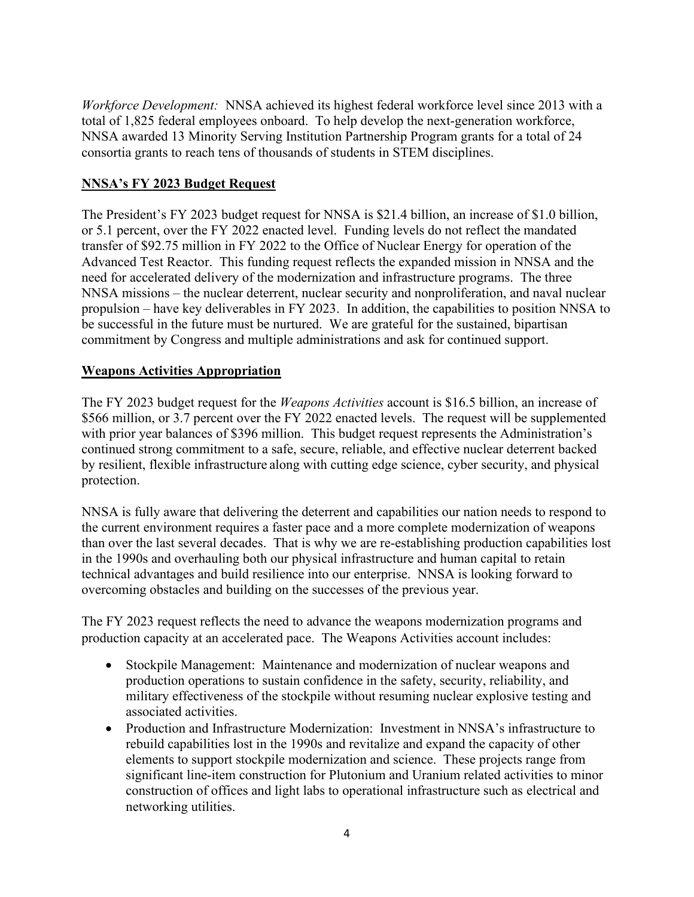*Workforce Development:* NNSA achieved its highest federal workforce level since 2013 with a total of 1,825 federal employees onboard. To help develop the next-generation workforce, NNSA awarded 13 Minority Serving Institution Partnership Program grants for a total of 24 consortia grants to reach tens of thousands of students in STEM disciplines.

**NNSA's FY 2023 Budget Request**

The President's FY 2023 budget request for NNSA is $21.4 billion, an increase of $1.0 billion, or 5.1 percent, over the FY 2022 enacted level. Funding levels do not reflect the mandated transfer of $92.75 million in FY 2022 to the Office of Nuclear Energy for operation of the Advanced Test Reactor. This funding request reflects the expanded mission in NNSA and the need for accelerated delivery of the modernization and infrastructure programs. The three NNSA missions – the nuclear deterrent, nuclear security and nonproliferation, and naval nuclear propulsion – have key deliverables in FY 2023. In addition, the capabilities to position NNSA to be successful in the future must be nurtured. We are grateful for the sustained, bipartisan commitment by Congress and multiple administrations and ask for continued support.

**Weapons Activities Appropriation**

The FY 2023 budget request for the *Weapons Activities* account is $16.5 billion, an increase of $566 million, or 3.7 percent over the FY 2022 enacted levels. The request will be supplemented with prior year balances of $396 million. This budget request represents the Administration's continued strong commitment to a safe, secure, reliable, and effective nuclear deterrent backed by resilient, flexible infrastructure along with cutting edge science, cyber security, and physical protection.

NNSA is fully aware that delivering the deterrent and capabilities our nation needs to respond to the current environment requires a faster pace and a more complete modernization of weapons than over the last several decades. That is why we are re-establishing production capabilities lost in the 1990s and overhauling both our physical infrastructure and human capital to retain technical advantages and build resilience into our enterprise. NNSA is looking forward to overcoming obstacles and building on the successes of the previous year.

The FY 2023 request reflects the need to advance the weapons modernization programs and production capacity at an accelerated pace. The Weapons Activities account includes:

- Stockpile Management: Maintenance and modernization of nuclear weapons and production operations to sustain confidence in the safety, security, reliability, and military effectiveness of the stockpile without resuming nuclear explosive testing and associated activities.
- Production and Infrastructure Modernization: Investment in NNSA's infrastructure to rebuild capabilities lost in the 1990s and revitalize and expand the capacity of other elements to support stockpile modernization and science. These projects range from significant line-item construction for Plutonium and Uranium related activities to minor construction of offices and light labs to operational infrastructure such as electrical and networking utilities.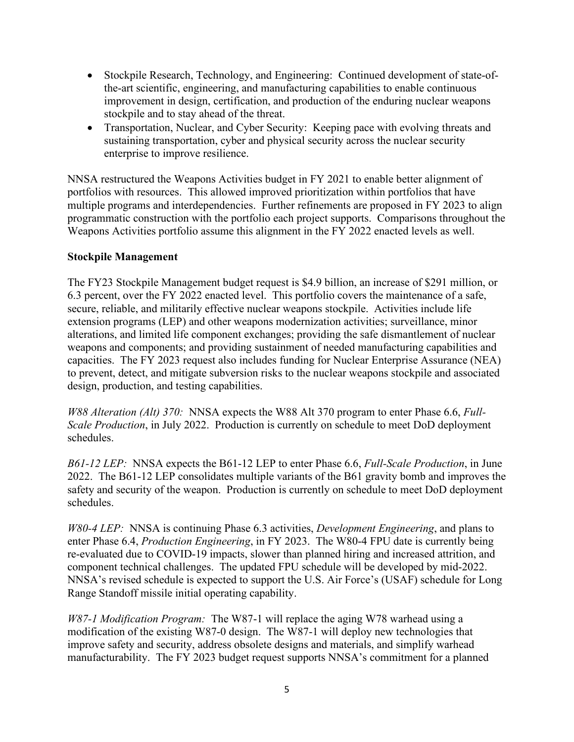- Stockpile Research, Technology, and Engineering: Continued development of state-of-the-art scientific, engineering, and manufacturing capabilities to enable continuous improvement in design, certification, and production of the enduring nuclear weapons stockpile and to stay ahead of the threat.
- Transportation, Nuclear, and Cyber Security: Keeping pace with evolving threats and sustaining transportation, cyber and physical security across the nuclear security enterprise to improve resilience.

NNSA restructured the Weapons Activities budget in FY 2021 to enable better alignment of portfolios with resources. This allowed improved prioritization within portfolios that have multiple programs and interdependencies. Further refinements are proposed in FY 2023 to align programmatic construction with the portfolio each project supports. Comparisons throughout the Weapons Activities portfolio assume this alignment in the FY 2022 enacted levels as well.

**Stockpile Management**

The FY23 Stockpile Management budget request is $4.9 billion, an increase of $291 million, or 6.3 percent, over the FY 2022 enacted level. This portfolio covers the maintenance of a safe, secure, reliable, and militarily effective nuclear weapons stockpile. Activities include life extension programs (LEP) and other weapons modernization activities; surveillance, minor alterations, and limited life component exchanges; providing the safe dismantlement of nuclear weapons and components; and providing sustainment of needed manufacturing capabilities and capacities. The FY 2023 request also includes funding for Nuclear Enterprise Assurance (NEA) to prevent, detect, and mitigate subversion risks to the nuclear weapons stockpile and associated design, production, and testing capabilities.

*W88 Alteration (Alt) 370:* NNSA expects the W88 Alt 370 program to enter Phase 6.6, *Full-Scale Production*, in July 2022. Production is currently on schedule to meet DoD deployment schedules.

*B61-12 LEP:* NNSA expects the B61-12 LEP to enter Phase 6.6, *Full-Scale Production*, in June 2022. The B61-12 LEP consolidates multiple variants of the B61 gravity bomb and improves the safety and security of the weapon. Production is currently on schedule to meet DoD deployment schedules.

*W80-4 LEP:* NNSA is continuing Phase 6.3 activities, *Development Engineering*, and plans to enter Phase 6.4, *Production Engineering*, in FY 2023. The W80-4 FPU date is currently being re-evaluated due to COVID-19 impacts, slower than planned hiring and increased attrition, and component technical challenges. The updated FPU schedule will be developed by mid-2022. NNSA's revised schedule is expected to support the U.S. Air Force's (USAF) schedule for Long Range Standoff missile initial operating capability.

*W87-1 Modification Program:* The W87-1 will replace the aging W78 warhead using a modification of the existing W87-0 design. The W87-1 will deploy new technologies that improve safety and security, address obsolete designs and materials, and simplify warhead manufacturability. The FY 2023 budget request supports NNSA's commitment for a planned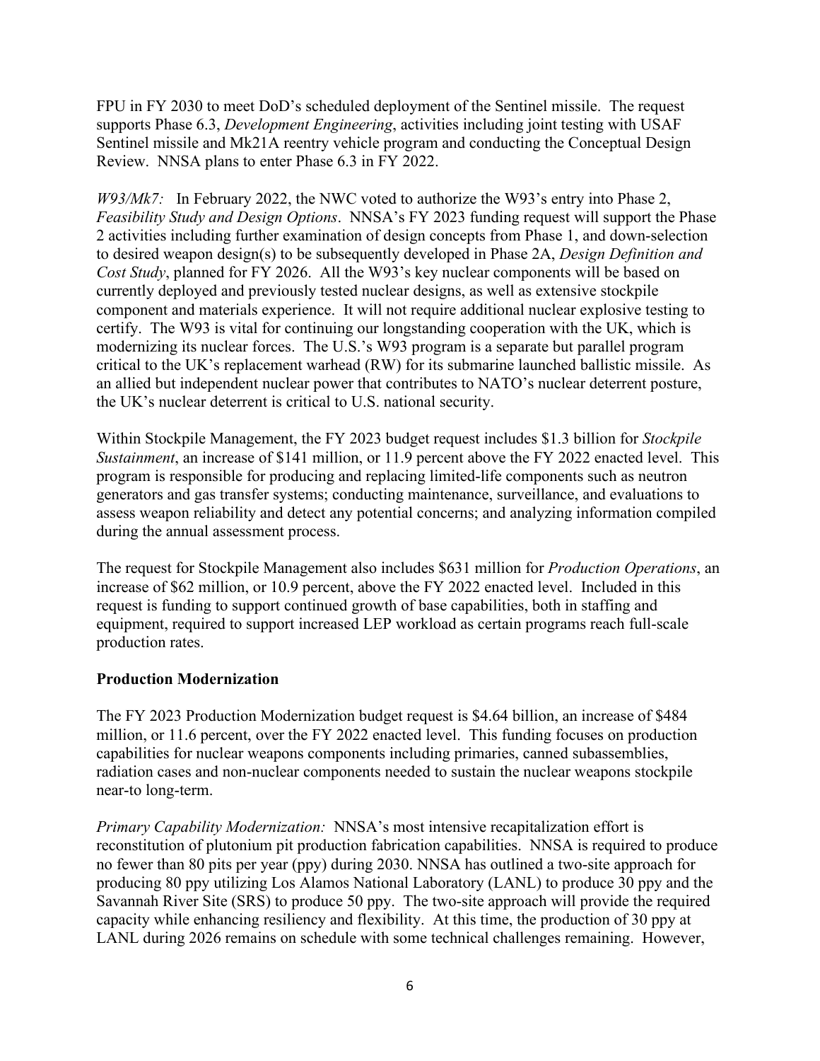FPU in FY 2030 to meet DoD's scheduled deployment of the Sentinel missile. The request supports Phase 6.3, *Development Engineering*, activities including joint testing with USAF Sentinel missile and Mk21A reentry vehicle program and conducting the Conceptual Design Review. NNSA plans to enter Phase 6.3 in FY 2022.

*W93/Mk7:* In February 2022, the NWC voted to authorize the W93's entry into Phase 2, *Feasibility Study and Design Options*. NNSA's FY 2023 funding request will support the Phase 2 activities including further examination of design concepts from Phase 1, and down-selection to desired weapon design(s) to be subsequently developed in Phase 2A, *Design Definition and Cost Study*, planned for FY 2026. All the W93's key nuclear components will be based on currently deployed and previously tested nuclear designs, as well as extensive stockpile component and materials experience. It will not require additional nuclear explosive testing to certify. The W93 is vital for continuing our longstanding cooperation with the UK, which is modernizing its nuclear forces. The U.S.'s W93 program is a separate but parallel program critical to the UK's replacement warhead (RW) for its submarine launched ballistic missile. As an allied but independent nuclear power that contributes to NATO's nuclear deterrent posture, the UK's nuclear deterrent is critical to U.S. national security.

Within Stockpile Management, the FY 2023 budget request includes $1.3 billion for *Stockpile Sustainment*, an increase of $141 million, or 11.9 percent above the FY 2022 enacted level. This program is responsible for producing and replacing limited-life components such as neutron generators and gas transfer systems; conducting maintenance, surveillance, and evaluations to assess weapon reliability and detect any potential concerns; and analyzing information compiled during the annual assessment process.

The request for Stockpile Management also includes $631 million for *Production Operations*, an increase of $62 million, or 10.9 percent, above the FY 2022 enacted level. Included in this request is funding to support continued growth of base capabilities, both in staffing and equipment, required to support increased LEP workload as certain programs reach full-scale production rates.

**Production Modernization**

The FY 2023 Production Modernization budget request is $4.64 billion, an increase of $484 million, or 11.6 percent, over the FY 2022 enacted level. This funding focuses on production capabilities for nuclear weapons components including primaries, canned subassemblies, radiation cases and non-nuclear components needed to sustain the nuclear weapons stockpile near-to long-term.

*Primary Capability Modernization:* NNSA's most intensive recapitalization effort is reconstitution of plutonium pit production fabrication capabilities. NNSA is required to produce no fewer than 80 pits per year (ppy) during 2030. NNSA has outlined a two-site approach for producing 80 ppy utilizing Los Alamos National Laboratory (LANL) to produce 30 ppy and the Savannah River Site (SRS) to produce 50 ppy. The two-site approach will provide the required capacity while enhancing resiliency and flexibility. At this time, the production of 30 ppy at LANL during 2026 remains on schedule with some technical challenges remaining. However,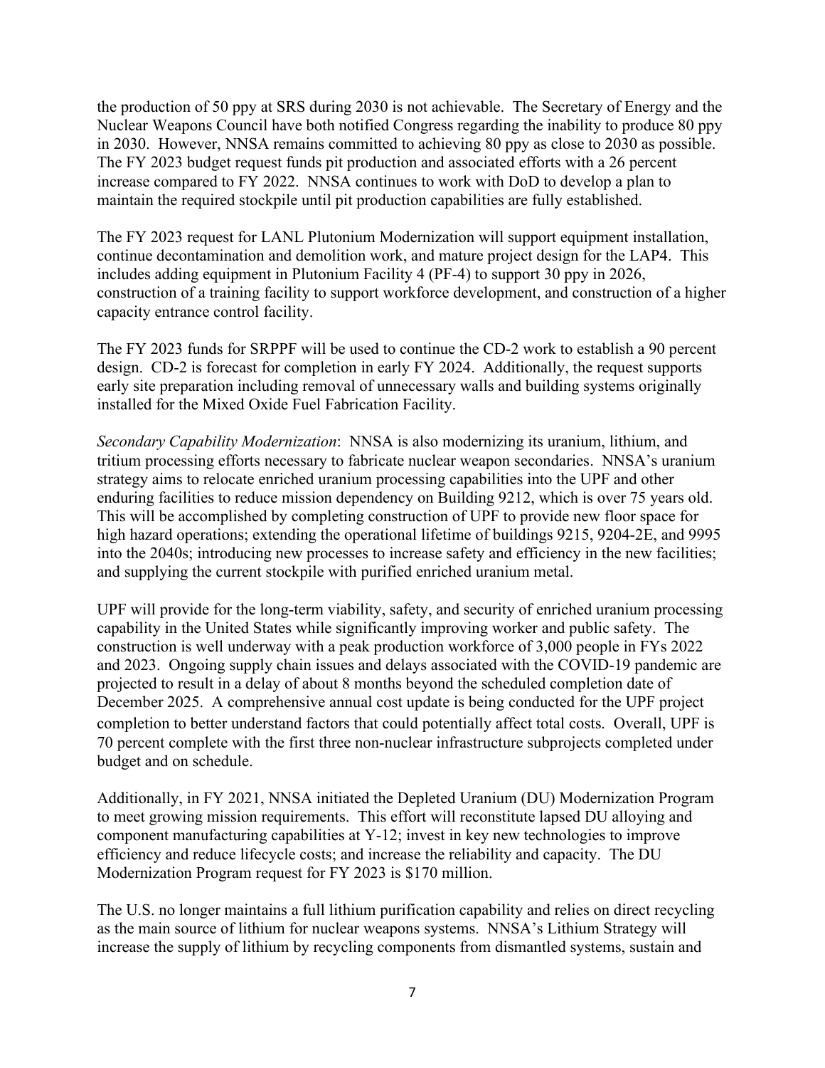the production of 50 ppy at SRS during 2030 is not achievable. The Secretary of Energy and the Nuclear Weapons Council have both notified Congress regarding the inability to produce 80 ppy in 2030. However, NNSA remains committed to achieving 80 ppy as close to 2030 as possible. The FY 2023 budget request funds pit production and associated efforts with a 26 percent increase compared to FY 2022. NNSA continues to work with DoD to develop a plan to maintain the required stockpile until pit production capabilities are fully established.

The FY 2023 request for LANL Plutonium Modernization will support equipment installation, continue decontamination and demolition work, and mature project design for the LAP4. This includes adding equipment in Plutonium Facility 4 (PF-4) to support 30 ppy in 2026, construction of a training facility to support workforce development, and construction of a higher capacity entrance control facility.

The FY 2023 funds for SRPPF will be used to continue the CD-2 work to establish a 90 percent design. CD-2 is forecast for completion in early FY 2024. Additionally, the request supports early site preparation including removal of unnecessary walls and building systems originally installed for the Mixed Oxide Fuel Fabrication Facility.

*Secondary Capability Modernization*: NNSA is also modernizing its uranium, lithium, and tritium processing efforts necessary to fabricate nuclear weapon secondaries. NNSA's uranium strategy aims to relocate enriched uranium processing capabilities into the UPF and other enduring facilities to reduce mission dependency on Building 9212, which is over 75 years old. This will be accomplished by completing construction of UPF to provide new floor space for high hazard operations; extending the operational lifetime of buildings 9215, 9204-2E, and 9995 into the 2040s; introducing new processes to increase safety and efficiency in the new facilities; and supplying the current stockpile with purified enriched uranium metal.

UPF will provide for the long-term viability, safety, and security of enriched uranium processing capability in the United States while significantly improving worker and public safety. The construction is well underway with a peak production workforce of 3,000 people in FYs 2022 and 2023. Ongoing supply chain issues and delays associated with the COVID-19 pandemic are projected to result in a delay of about 8 months beyond the scheduled completion date of December 2025. A comprehensive annual cost update is being conducted for the UPF project completion to better understand factors that could potentially affect total costs. Overall, UPF is 70 percent complete with the first three non-nuclear infrastructure subprojects completed under budget and on schedule.

Additionally, in FY 2021, NNSA initiated the Depleted Uranium (DU) Modernization Program to meet growing mission requirements. This effort will reconstitute lapsed DU alloying and component manufacturing capabilities at Y-12; invest in key new technologies to improve efficiency and reduce lifecycle costs; and increase the reliability and capacity. The DU Modernization Program request for FY 2023 is $170 million.

The U.S. no longer maintains a full lithium purification capability and relies on direct recycling as the main source of lithium for nuclear weapons systems. NNSA's Lithium Strategy will increase the supply of lithium by recycling components from dismantled systems, sustain and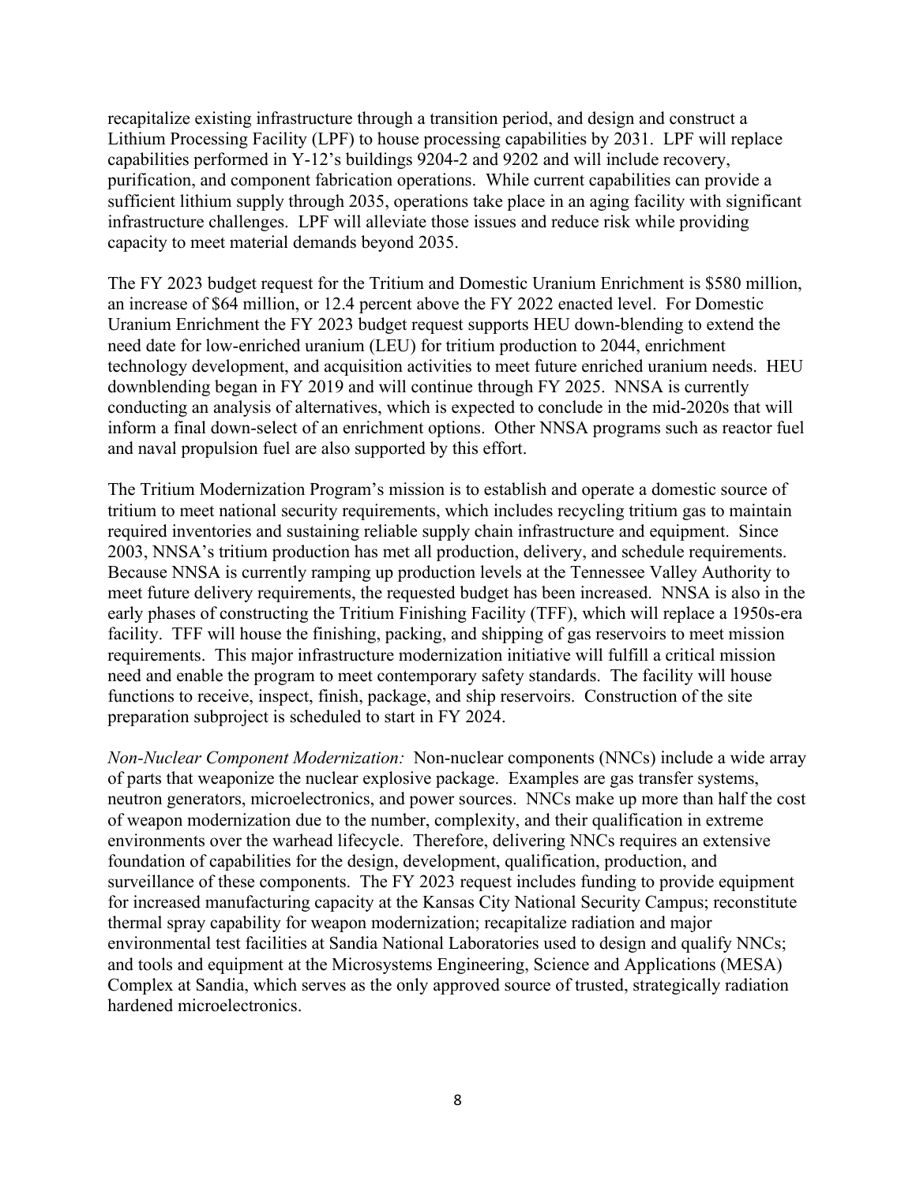recapitalize existing infrastructure through a transition period, and design and construct a Lithium Processing Facility (LPF) to house processing capabilities by 2031. LPF will replace capabilities performed in Y-12's buildings 9204-2 and 9202 and will include recovery, purification, and component fabrication operations. While current capabilities can provide a sufficient lithium supply through 2035, operations take place in an aging facility with significant infrastructure challenges. LPF will alleviate those issues and reduce risk while providing capacity to meet material demands beyond 2035.

The FY 2023 budget request for the Tritium and Domestic Uranium Enrichment is $580 million, an increase of $64 million, or 12.4 percent above the FY 2022 enacted level. For Domestic Uranium Enrichment the FY 2023 budget request supports HEU down-blending to extend the need date for low-enriched uranium (LEU) for tritium production to 2044, enrichment technology development, and acquisition activities to meet future enriched uranium needs. HEU downblending began in FY 2019 and will continue through FY 2025. NNSA is currently conducting an analysis of alternatives, which is expected to conclude in the mid-2020s that will inform a final down-select of an enrichment options. Other NNSA programs such as reactor fuel and naval propulsion fuel are also supported by this effort.

The Tritium Modernization Program's mission is to establish and operate a domestic source of tritium to meet national security requirements, which includes recycling tritium gas to maintain required inventories and sustaining reliable supply chain infrastructure and equipment. Since 2003, NNSA's tritium production has met all production, delivery, and schedule requirements. Because NNSA is currently ramping up production levels at the Tennessee Valley Authority to meet future delivery requirements, the requested budget has been increased. NNSA is also in the early phases of constructing the Tritium Finishing Facility (TFF), which will replace a 1950s-era facility. TFF will house the finishing, packing, and shipping of gas reservoirs to meet mission requirements. This major infrastructure modernization initiative will fulfill a critical mission need and enable the program to meet contemporary safety standards. The facility will house functions to receive, inspect, finish, package, and ship reservoirs. Construction of the site preparation subproject is scheduled to start in FY 2024.

*Non-Nuclear Component Modernization:* Non-nuclear components (NNCs) include a wide array of parts that weaponize the nuclear explosive package. Examples are gas transfer systems, neutron generators, microelectronics, and power sources. NNCs make up more than half the cost of weapon modernization due to the number, complexity, and their qualification in extreme environments over the warhead lifecycle. Therefore, delivering NNCs requires an extensive foundation of capabilities for the design, development, qualification, production, and surveillance of these components. The FY 2023 request includes funding to provide equipment for increased manufacturing capacity at the Kansas City National Security Campus; reconstitute thermal spray capability for weapon modernization; recapitalize radiation and major environmental test facilities at Sandia National Laboratories used to design and qualify NNCs; and tools and equipment at the Microsystems Engineering, Science and Applications (MESA) Complex at Sandia, which serves as the only approved source of trusted, strategically radiation hardened microelectronics.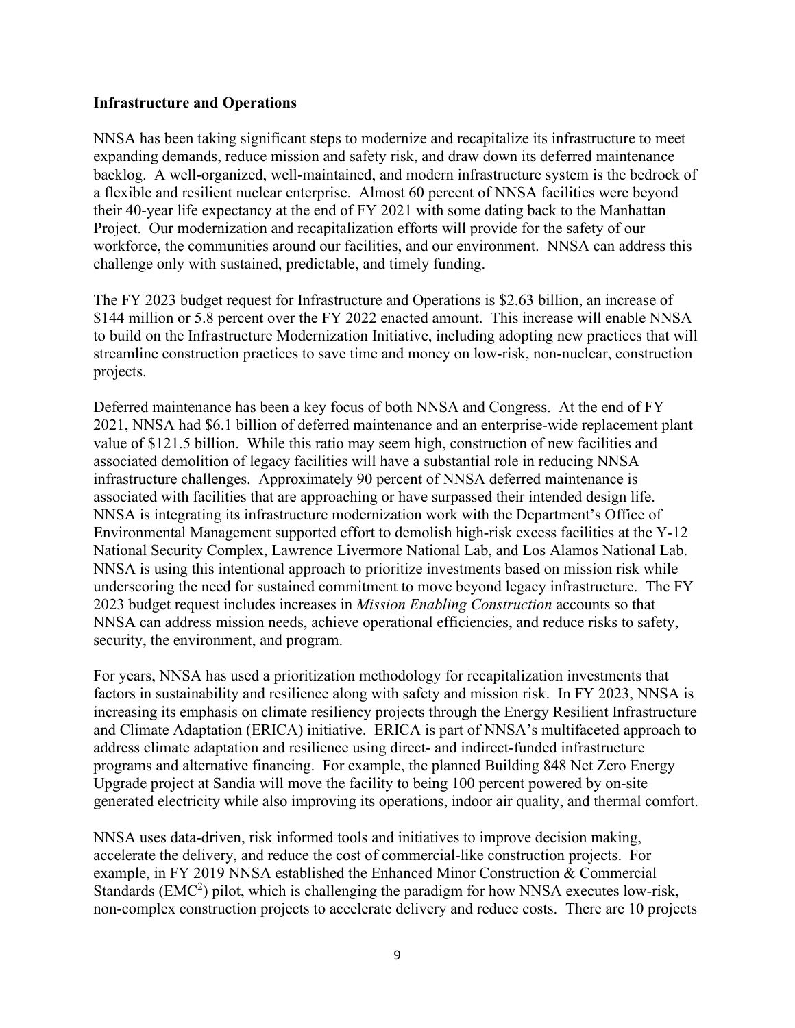**Infrastructure and Operations**

NNSA has been taking significant steps to modernize and recapitalize its infrastructure to meet expanding demands, reduce mission and safety risk, and draw down its deferred maintenance backlog. A well-organized, well-maintained, and modern infrastructure system is the bedrock of a flexible and resilient nuclear enterprise. Almost 60 percent of NNSA facilities were beyond their 40-year life expectancy at the end of FY 2021 with some dating back to the Manhattan Project. Our modernization and recapitalization efforts will provide for the safety of our workforce, the communities around our facilities, and our environment. NNSA can address this challenge only with sustained, predictable, and timely funding.

The FY 2023 budget request for Infrastructure and Operations is $2.63 billion, an increase of $144 million or 5.8 percent over the FY 2022 enacted amount. This increase will enable NNSA to build on the Infrastructure Modernization Initiative, including adopting new practices that will streamline construction practices to save time and money on low-risk, non-nuclear, construction projects.

Deferred maintenance has been a key focus of both NNSA and Congress. At the end of FY 2021, NNSA had $6.1 billion of deferred maintenance and an enterprise-wide replacement plant value of $121.5 billion. While this ratio may seem high, construction of new facilities and associated demolition of legacy facilities will have a substantial role in reducing NNSA infrastructure challenges. Approximately 90 percent of NNSA deferred maintenance is associated with facilities that are approaching or have surpassed their intended design life. NNSA is integrating its infrastructure modernization work with the Department's Office of Environmental Management supported effort to demolish high-risk excess facilities at the Y-12 National Security Complex, Lawrence Livermore National Lab, and Los Alamos National Lab. NNSA is using this intentional approach to prioritize investments based on mission risk while underscoring the need for sustained commitment to move beyond legacy infrastructure. The FY 2023 budget request includes increases in *Mission Enabling Construction* accounts so that NNSA can address mission needs, achieve operational efficiencies, and reduce risks to safety, security, the environment, and program.

For years, NNSA has used a prioritization methodology for recapitalization investments that factors in sustainability and resilience along with safety and mission risk. In FY 2023, NNSA is increasing its emphasis on climate resiliency projects through the Energy Resilient Infrastructure and Climate Adaptation (ERICA) initiative. ERICA is part of NNSA's multifaceted approach to address climate adaptation and resilience using direct- and indirect-funded infrastructure programs and alternative financing. For example, the planned Building 848 Net Zero Energy Upgrade project at Sandia will move the facility to being 100 percent powered by on-site generated electricity while also improving its operations, indoor air quality, and thermal comfort.

NNSA uses data-driven, risk informed tools and initiatives to improve decision making, accelerate the delivery, and reduce the cost of commercial-like construction projects. For example, in FY 2019 NNSA established the Enhanced Minor Construction & Commercial Standards ($EMC^2$) pilot, which is challenging the paradigm for how NNSA executes low-risk, non-complex construction projects to accelerate delivery and reduce costs. There are 10 projects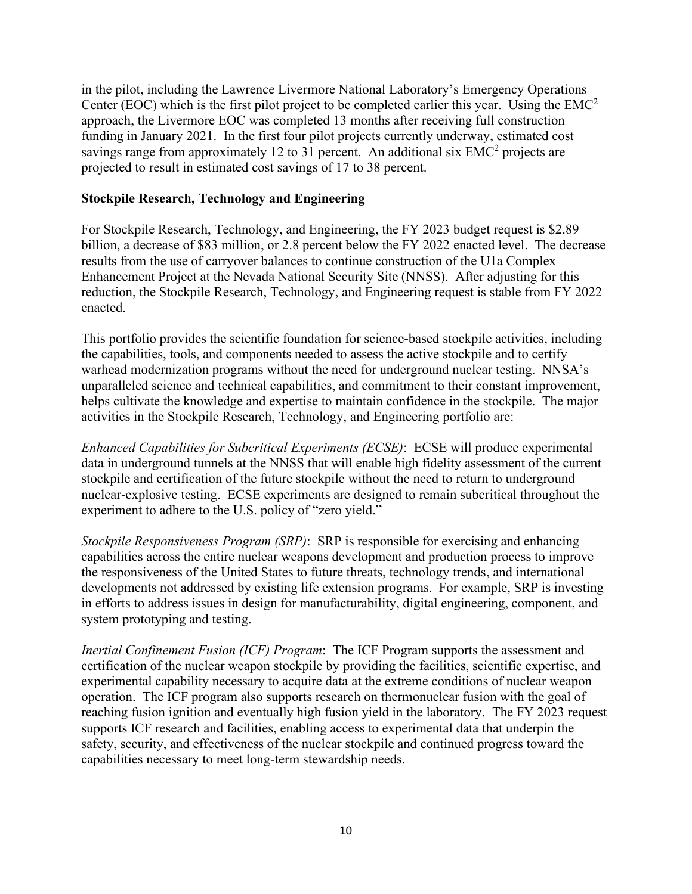in the pilot, including the Lawrence Livermore National Laboratory's Emergency Operations Center (EOC) which is the first pilot project to be completed earlier this year. Using the $EMC^2$ approach, the Livermore EOC was completed 13 months after receiving full construction funding in January 2021. In the first four pilot projects currently underway, estimated cost savings range from approximately 12 to 31 percent. An additional six $EMC^2$ projects are projected to result in estimated cost savings of 17 to 38 percent.

**Stockpile Research, Technology and Engineering**

For Stockpile Research, Technology, and Engineering, the FY 2023 budget request is $2.89 billion, a decrease of $83 million, or 2.8 percent below the FY 2022 enacted level. The decrease results from the use of carryover balances to continue construction of the U1a Complex Enhancement Project at the Nevada National Security Site (NNSS). After adjusting for this reduction, the Stockpile Research, Technology, and Engineering request is stable from FY 2022 enacted.

This portfolio provides the scientific foundation for science-based stockpile activities, including the capabilities, tools, and components needed to assess the active stockpile and to certify warhead modernization programs without the need for underground nuclear testing. NNSA's unparalleled science and technical capabilities, and commitment to their constant improvement, helps cultivate the knowledge and expertise to maintain confidence in the stockpile. The major activities in the Stockpile Research, Technology, and Engineering portfolio are:

*Enhanced Capabilities for Subcritical Experiments (ECSE)*: ECSE will produce experimental data in underground tunnels at the NNSS that will enable high fidelity assessment of the current stockpile and certification of the future stockpile without the need to return to underground nuclear-explosive testing. ECSE experiments are designed to remain subcritical throughout the experiment to adhere to the U.S. policy of "zero yield."

*Stockpile Responsiveness Program (SRP)*: SRP is responsible for exercising and enhancing capabilities across the entire nuclear weapons development and production process to improve the responsiveness of the United States to future threats, technology trends, and international developments not addressed by existing life extension programs. For example, SRP is investing in efforts to address issues in design for manufacturability, digital engineering, component, and system prototyping and testing.

*Inertial Confinement Fusion (ICF) Program*: The ICF Program supports the assessment and certification of the nuclear weapon stockpile by providing the facilities, scientific expertise, and experimental capability necessary to acquire data at the extreme conditions of nuclear weapon operation. The ICF program also supports research on thermonuclear fusion with the goal of reaching fusion ignition and eventually high fusion yield in the laboratory. The FY 2023 request supports ICF research and facilities, enabling access to experimental data that underpin the safety, security, and effectiveness of the nuclear stockpile and continued progress toward the capabilities necessary to meet long-term stewardship needs.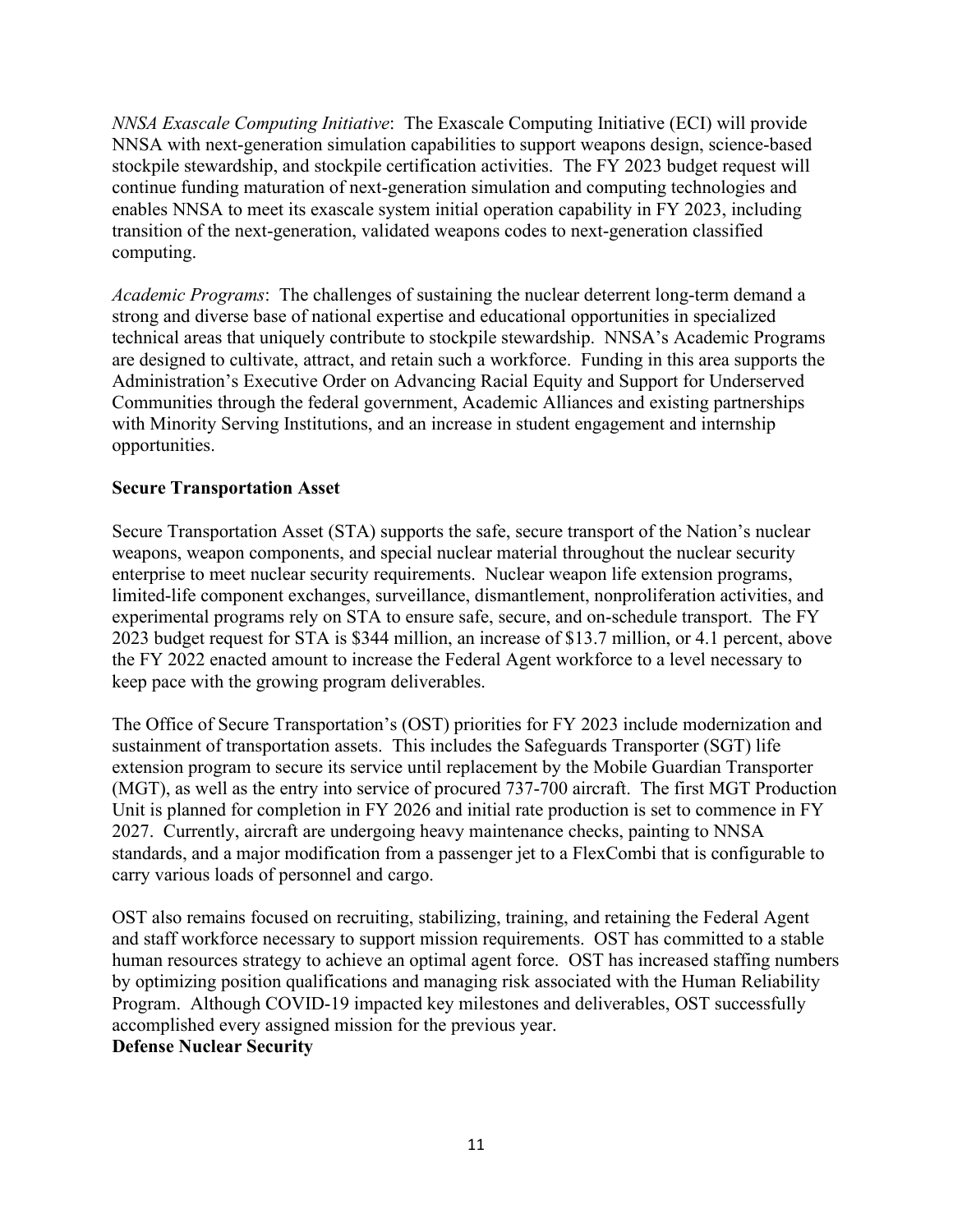*NNSA Exascale Computing Initiative*: The Exascale Computing Initiative (ECI) will provide NNSA with next-generation simulation capabilities to support weapons design, science-based stockpile stewardship, and stockpile certification activities. The FY 2023 budget request will continue funding maturation of next-generation simulation and computing technologies and enables NNSA to meet its exascale system initial operation capability in FY 2023, including transition of the next-generation, validated weapons codes to next-generation classified computing.

*Academic Programs*: The challenges of sustaining the nuclear deterrent long-term demand a strong and diverse base of national expertise and educational opportunities in specialized technical areas that uniquely contribute to stockpile stewardship. NNSA's Academic Programs are designed to cultivate, attract, and retain such a workforce. Funding in this area supports the Administration's Executive Order on Advancing Racial Equity and Support for Underserved Communities through the federal government, Academic Alliances and existing partnerships with Minority Serving Institutions, and an increase in student engagement and internship opportunities.

**Secure Transportation Asset**

Secure Transportation Asset (STA) supports the safe, secure transport of the Nation's nuclear weapons, weapon components, and special nuclear material throughout the nuclear security enterprise to meet nuclear security requirements. Nuclear weapon life extension programs, limited-life component exchanges, surveillance, dismantlement, nonproliferation activities, and experimental programs rely on STA to ensure safe, secure, and on-schedule transport. The FY 2023 budget request for STA is $344 million, an increase of $13.7 million, or 4.1 percent, above the FY 2022 enacted amount to increase the Federal Agent workforce to a level necessary to keep pace with the growing program deliverables.

The Office of Secure Transportation's (OST) priorities for FY 2023 include modernization and sustainment of transportation assets. This includes the Safeguards Transporter (SGT) life extension program to secure its service until replacement by the Mobile Guardian Transporter (MGT), as well as the entry into service of procured 737-700 aircraft. The first MGT Production Unit is planned for completion in FY 2026 and initial rate production is set to commence in FY 2027. Currently, aircraft are undergoing heavy maintenance checks, painting to NNSA standards, and a major modification from a passenger jet to a FlexCombi that is configurable to carry various loads of personnel and cargo.

OST also remains focused on recruiting, stabilizing, training, and retaining the Federal Agent and staff workforce necessary to support mission requirements. OST has committed to a stable human resources strategy to achieve an optimal agent force. OST has increased staffing numbers by optimizing position qualifications and managing risk associated with the Human Reliability Program. Although COVID-19 impacted key milestones and deliverables, OST successfully accomplished every assigned mission for the previous year.

**Defense Nuclear Security**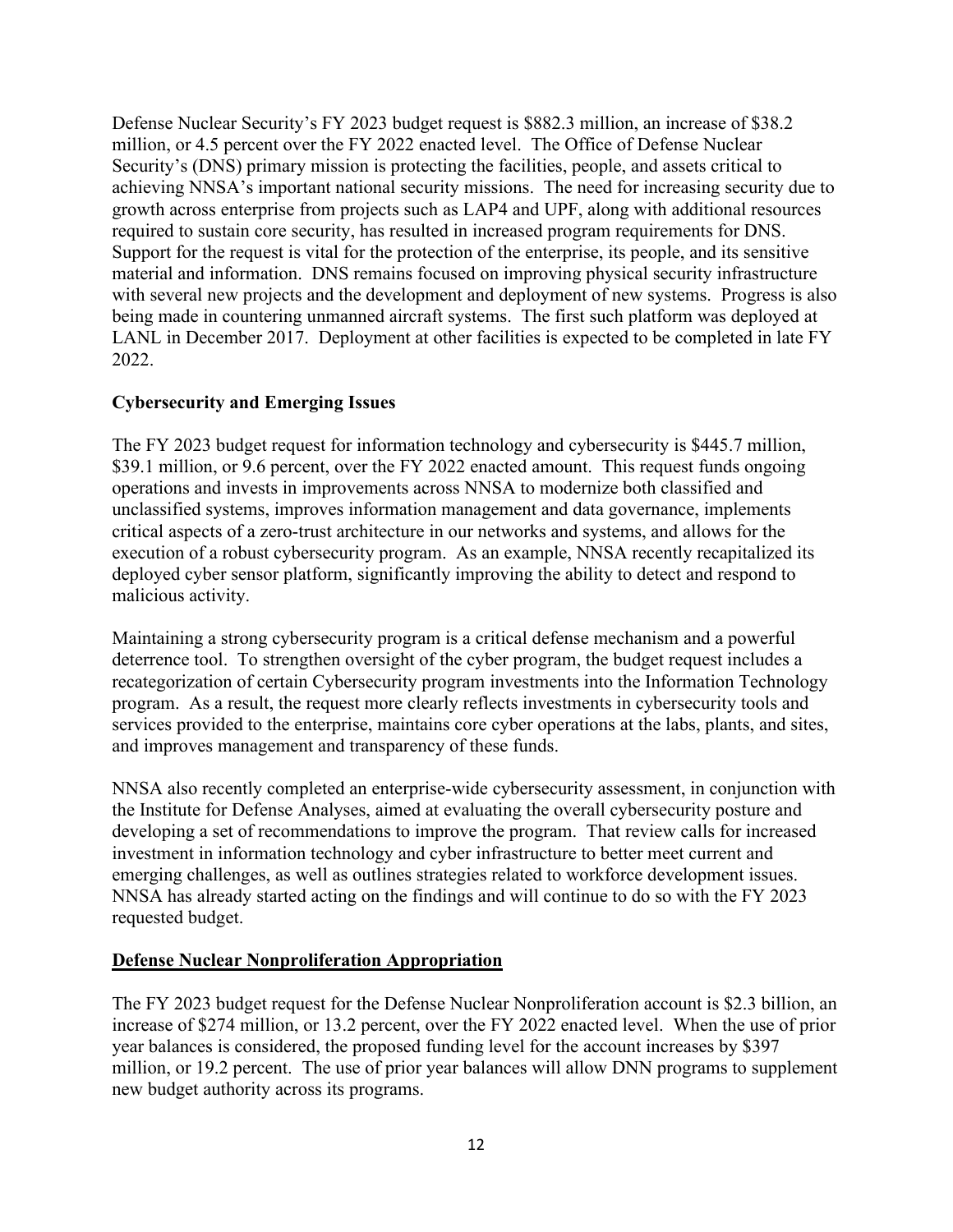Defense Nuclear Security's FY 2023 budget request is $882.3 million, an increase of $38.2 million, or 4.5 percent over the FY 2022 enacted level. The Office of Defense Nuclear Security's (DNS) primary mission is protecting the facilities, people, and assets critical to achieving NNSA's important national security missions. The need for increasing security due to growth across enterprise from projects such as LAP4 and UPF, along with additional resources required to sustain core security, has resulted in increased program requirements for DNS. Support for the request is vital for the protection of the enterprise, its people, and its sensitive material and information. DNS remains focused on improving physical security infrastructure with several new projects and the development and deployment of new systems. Progress is also being made in countering unmanned aircraft systems. The first such platform was deployed at LANL in December 2017. Deployment at other facilities is expected to be completed in late FY 2022.

**Cybersecurity and Emerging Issues**

The FY 2023 budget request for information technology and cybersecurity is $445.7 million, $39.1 million, or 9.6 percent, over the FY 2022 enacted amount. This request funds ongoing operations and invests in improvements across NNSA to modernize both classified and unclassified systems, improves information management and data governance, implements critical aspects of a zero-trust architecture in our networks and systems, and allows for the execution of a robust cybersecurity program. As an example, NNSA recently recapitalized its deployed cyber sensor platform, significantly improving the ability to detect and respond to malicious activity.

Maintaining a strong cybersecurity program is a critical defense mechanism and a powerful deterrence tool. To strengthen oversight of the cyber program, the budget request includes a recategorization of certain Cybersecurity program investments into the Information Technology program. As a result, the request more clearly reflects investments in cybersecurity tools and services provided to the enterprise, maintains core cyber operations at the labs, plants, and sites, and improves management and transparency of these funds.

NNSA also recently completed an enterprise-wide cybersecurity assessment, in conjunction with the Institute for Defense Analyses, aimed at evaluating the overall cybersecurity posture and developing a set of recommendations to improve the program. That review calls for increased investment in information technology and cyber infrastructure to better meet current and emerging challenges, as well as outlines strategies related to workforce development issues. NNSA has already started acting on the findings and will continue to do so with the FY 2023 requested budget.

**Defense Nuclear Nonproliferation Appropriation**

The FY 2023 budget request for the Defense Nuclear Nonproliferation account is $2.3 billion, an increase of $274 million, or 13.2 percent, over the FY 2022 enacted level. When the use of prior year balances is considered, the proposed funding level for the account increases by $397 million, or 19.2 percent. The use of prior year balances will allow DNN programs to supplement new budget authority across its programs.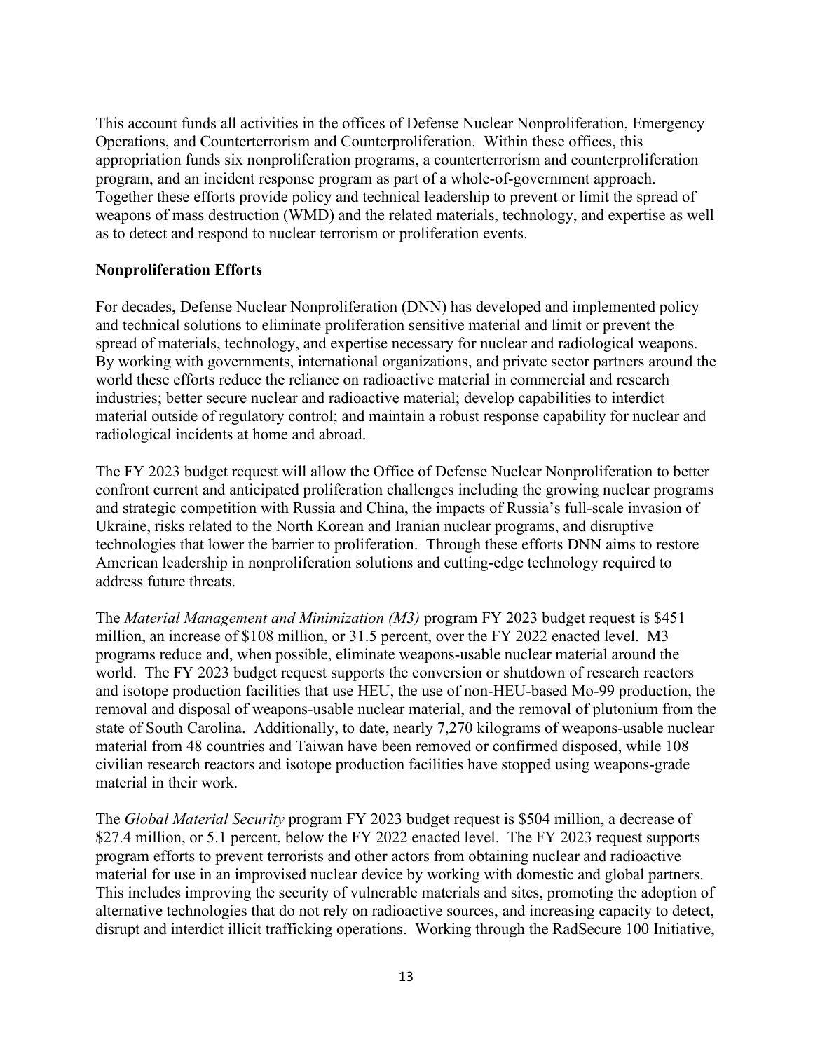This account funds all activities in the offices of Defense Nuclear Nonproliferation, Emergency Operations, and Counterterrorism and Counterproliferation. Within these offices, this appropriation funds six nonproliferation programs, a counterterrorism and counterproliferation program, and an incident response program as part of a whole-of-government approach. Together these efforts provide policy and technical leadership to prevent or limit the spread of weapons of mass destruction (WMD) and the related materials, technology, and expertise as well as to detect and respond to nuclear terrorism or proliferation events.

**Nonproliferation Efforts**

For decades, Defense Nuclear Nonproliferation (DNN) has developed and implemented policy and technical solutions to eliminate proliferation sensitive material and limit or prevent the spread of materials, technology, and expertise necessary for nuclear and radiological weapons. By working with governments, international organizations, and private sector partners around the world these efforts reduce the reliance on radioactive material in commercial and research industries; better secure nuclear and radioactive material; develop capabilities to interdict material outside of regulatory control; and maintain a robust response capability for nuclear and radiological incidents at home and abroad.

The FY 2023 budget request will allow the Office of Defense Nuclear Nonproliferation to better confront current and anticipated proliferation challenges including the growing nuclear programs and strategic competition with Russia and China, the impacts of Russia's full-scale invasion of Ukraine, risks related to the North Korean and Iranian nuclear programs, and disruptive technologies that lower the barrier to proliferation. Through these efforts DNN aims to restore American leadership in nonproliferation solutions and cutting-edge technology required to address future threats.

The *Material Management and Minimization (M3)* program FY 2023 budget request is $451 million, an increase of $108 million, or 31.5 percent, over the FY 2022 enacted level. M3 programs reduce and, when possible, eliminate weapons-usable nuclear material around the world. The FY 2023 budget request supports the conversion or shutdown of research reactors and isotope production facilities that use HEU, the use of non-HEU-based Mo-99 production, the removal and disposal of weapons-usable nuclear material, and the removal of plutonium from the state of South Carolina. Additionally, to date, nearly 7,270 kilograms of weapons-usable nuclear material from 48 countries and Taiwan have been removed or confirmed disposed, while 108 civilian research reactors and isotope production facilities have stopped using weapons-grade material in their work.

The *Global Material Security* program FY 2023 budget request is $504 million, a decrease of $27.4 million, or 5.1 percent, below the FY 2022 enacted level. The FY 2023 request supports program efforts to prevent terrorists and other actors from obtaining nuclear and radioactive material for use in an improvised nuclear device by working with domestic and global partners. This includes improving the security of vulnerable materials and sites, promoting the adoption of alternative technologies that do not rely on radioactive sources, and increasing capacity to detect, disrupt and interdict illicit trafficking operations. Working through the RadSecure 100 Initiative,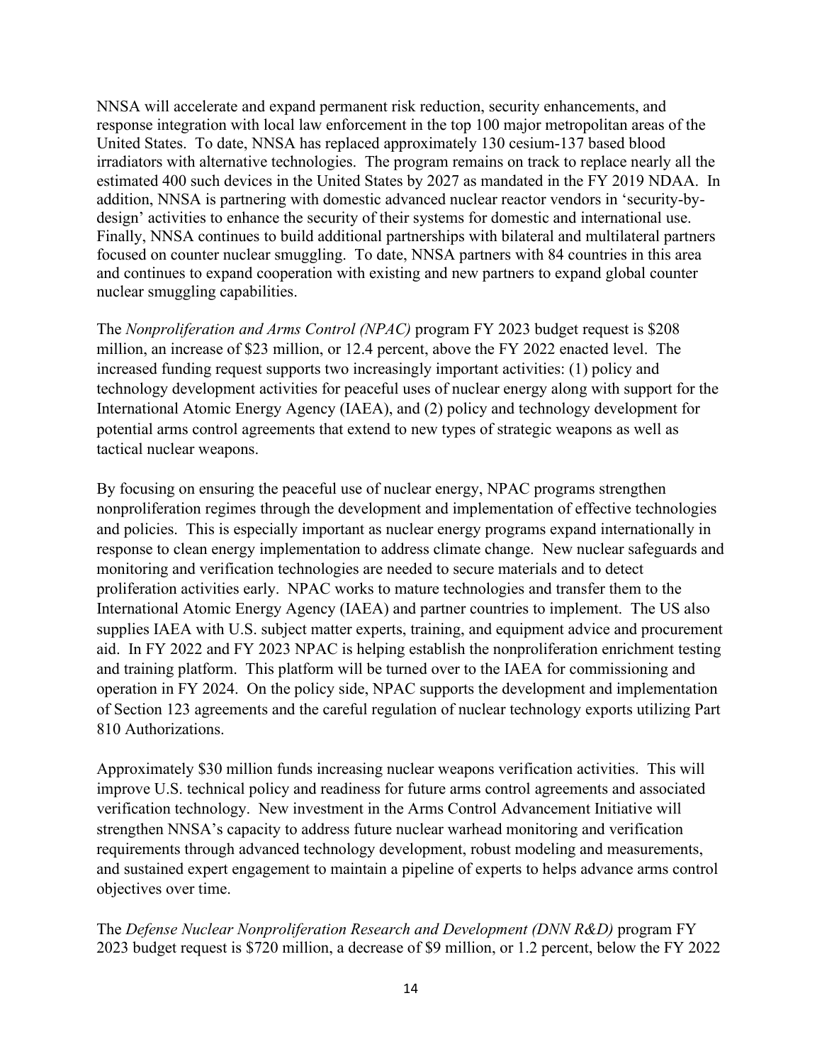NNSA will accelerate and expand permanent risk reduction, security enhancements, and response integration with local law enforcement in the top 100 major metropolitan areas of the United States. To date, NNSA has replaced approximately 130 cesium-137 based blood irradiators with alternative technologies. The program remains on track to replace nearly all the estimated 400 such devices in the United States by 2027 as mandated in the FY 2019 NDAA. In addition, NNSA is partnering with domestic advanced nuclear reactor vendors in 'security-by-design' activities to enhance the security of their systems for domestic and international use. Finally, NNSA continues to build additional partnerships with bilateral and multilateral partners focused on counter nuclear smuggling. To date, NNSA partners with 84 countries in this area and continues to expand cooperation with existing and new partners to expand global counter nuclear smuggling capabilities.

The *Nonproliferation and Arms Control (NPAC)* program FY 2023 budget request is $208 million, an increase of $23 million, or 12.4 percent, above the FY 2022 enacted level. The increased funding request supports two increasingly important activities: (1) policy and technology development activities for peaceful uses of nuclear energy along with support for the International Atomic Energy Agency (IAEA), and (2) policy and technology development for potential arms control agreements that extend to new types of strategic weapons as well as tactical nuclear weapons.

By focusing on ensuring the peaceful use of nuclear energy, NPAC programs strengthen nonproliferation regimes through the development and implementation of effective technologies and policies. This is especially important as nuclear energy programs expand internationally in response to clean energy implementation to address climate change. New nuclear safeguards and monitoring and verification technologies are needed to secure materials and to detect proliferation activities early. NPAC works to mature technologies and transfer them to the International Atomic Energy Agency (IAEA) and partner countries to implement. The US also supplies IAEA with U.S. subject matter experts, training, and equipment advice and procurement aid. In FY 2022 and FY 2023 NPAC is helping establish the nonproliferation enrichment testing and training platform. This platform will be turned over to the IAEA for commissioning and operation in FY 2024. On the policy side, NPAC supports the development and implementation of Section 123 agreements and the careful regulation of nuclear technology exports utilizing Part 810 Authorizations.

Approximately $30 million funds increasing nuclear weapons verification activities. This will improve U.S. technical policy and readiness for future arms control agreements and associated verification technology. New investment in the Arms Control Advancement Initiative will strengthen NNSA's capacity to address future nuclear warhead monitoring and verification requirements through advanced technology development, robust modeling and measurements, and sustained expert engagement to maintain a pipeline of experts to helps advance arms control objectives over time.

The *Defense Nuclear Nonproliferation Research and Development (DNN R&D)* program FY 2023 budget request is $720 million, a decrease of $9 million, or 1.2 percent, below the FY 2022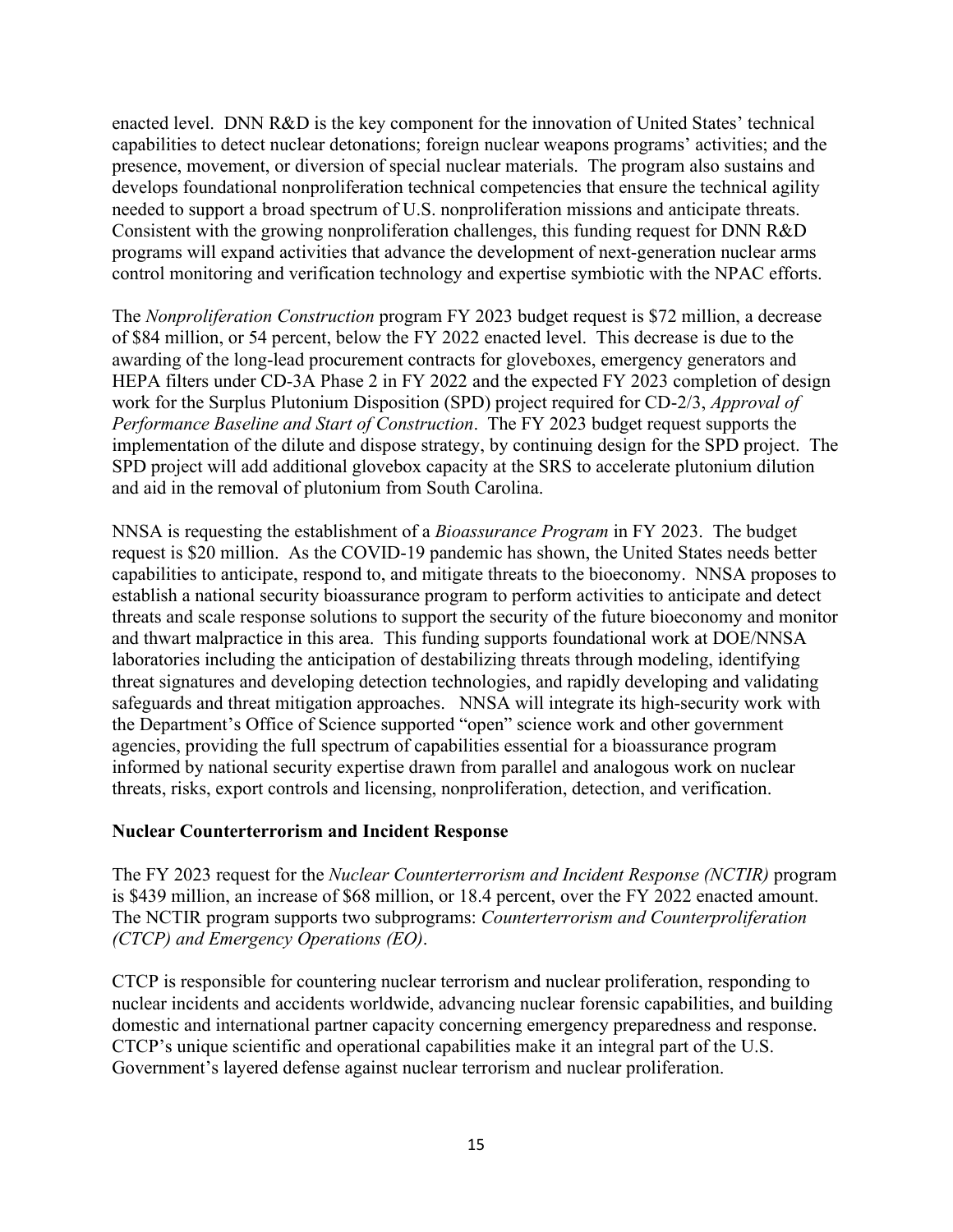enacted level. DNN R&D is the key component for the innovation of United States' technical capabilities to detect nuclear detonations; foreign nuclear weapons programs' activities; and the presence, movement, or diversion of special nuclear materials. The program also sustains and develops foundational nonproliferation technical competencies that ensure the technical agility needed to support a broad spectrum of U.S. nonproliferation missions and anticipate threats. Consistent with the growing nonproliferation challenges, this funding request for DNN R&D programs will expand activities that advance the development of next-generation nuclear arms control monitoring and verification technology and expertise symbiotic with the NPAC efforts.

The *Nonproliferation Construction* program FY 2023 budget request is $72 million, a decrease of $84 million, or 54 percent, below the FY 2022 enacted level. This decrease is due to the awarding of the long-lead procurement contracts for gloveboxes, emergency generators and HEPA filters under CD-3A Phase 2 in FY 2022 and the expected FY 2023 completion of design work for the Surplus Plutonium Disposition (SPD) project required for CD-2/3, *Approval of Performance Baseline and Start of Construction*. The FY 2023 budget request supports the implementation of the dilute and dispose strategy, by continuing design for the SPD project. The SPD project will add additional glovebox capacity at the SRS to accelerate plutonium dilution and aid in the removal of plutonium from South Carolina.

NNSA is requesting the establishment of a *Bioassurance Program* in FY 2023. The budget request is $20 million. As the COVID-19 pandemic has shown, the United States needs better capabilities to anticipate, respond to, and mitigate threats to the bioeconomy. NNSA proposes to establish a national security bioassurance program to perform activities to anticipate and detect threats and scale response solutions to support the security of the future bioeconomy and monitor and thwart malpractice in this area. This funding supports foundational work at DOE/NNSA laboratories including the anticipation of destabilizing threats through modeling, identifying threat signatures and developing detection technologies, and rapidly developing and validating safeguards and threat mitigation approaches. NNSA will integrate its high-security work with the Department's Office of Science supported "open" science work and other government agencies, providing the full spectrum of capabilities essential for a bioassurance program informed by national security expertise drawn from parallel and analogous work on nuclear threats, risks, export controls and licensing, nonproliferation, detection, and verification.

**Nuclear Counterterrorism and Incident Response**

The FY 2023 request for the *Nuclear Counterterrorism and Incident Response (NCTIR)* program is $439 million, an increase of $68 million, or 18.4 percent, over the FY 2022 enacted amount. The NCTIR program supports two subprograms: *Counterterrorism and Counterproliferation (CTCP) and Emergency Operations (EO)*.

CTCP is responsible for countering nuclear terrorism and nuclear proliferation, responding to nuclear incidents and accidents worldwide, advancing nuclear forensic capabilities, and building domestic and international partner capacity concerning emergency preparedness and response. CTCP's unique scientific and operational capabilities make it an integral part of the U.S. Government's layered defense against nuclear terrorism and nuclear proliferation.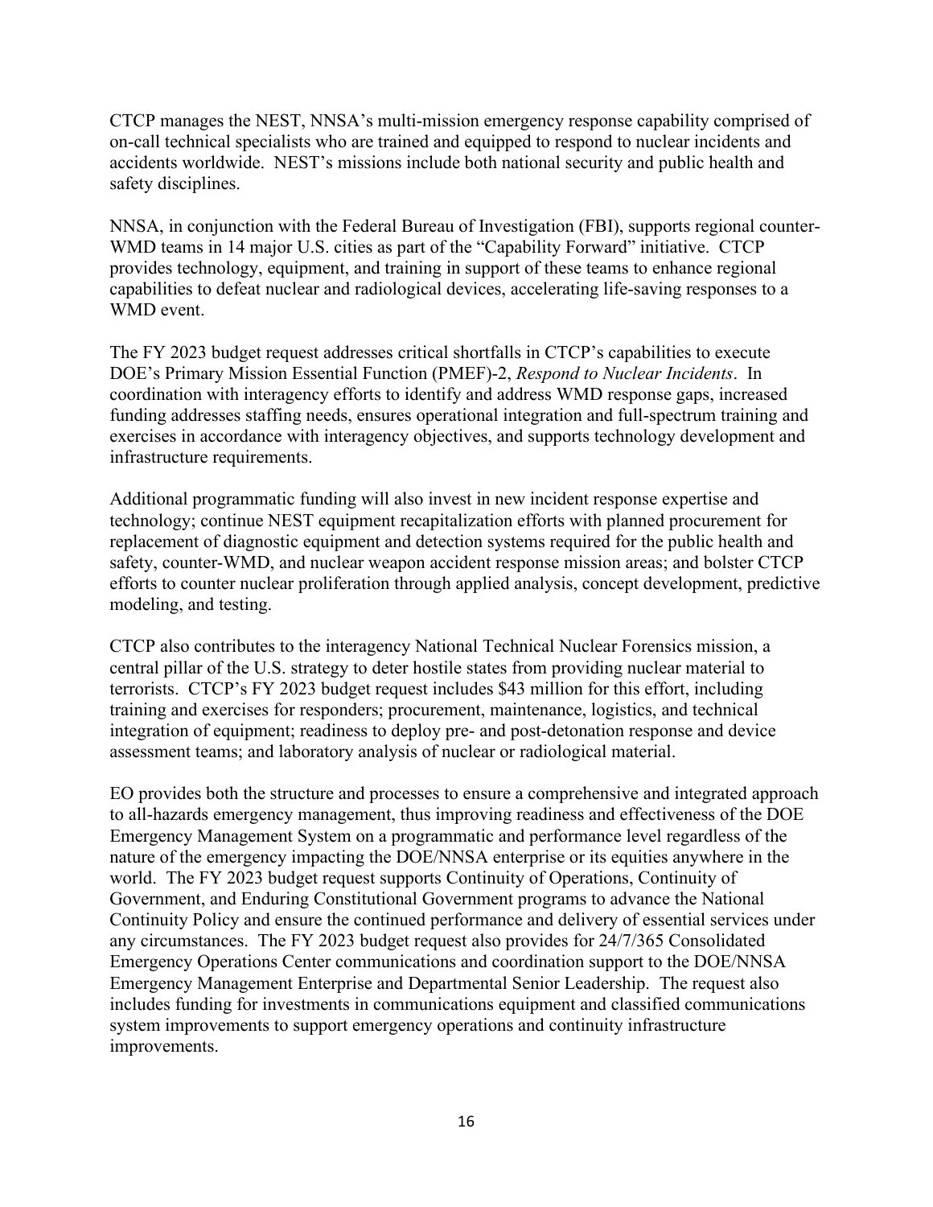CTCP manages the NEST, NNSA's multi-mission emergency response capability comprised of on-call technical specialists who are trained and equipped to respond to nuclear incidents and accidents worldwide. NEST's missions include both national security and public health and safety disciplines.

NNSA, in conjunction with the Federal Bureau of Investigation (FBI), supports regional counter-WMD teams in 14 major U.S. cities as part of the "Capability Forward" initiative. CTCP provides technology, equipment, and training in support of these teams to enhance regional capabilities to defeat nuclear and radiological devices, accelerating life-saving responses to a WMD event.

The FY 2023 budget request addresses critical shortfalls in CTCP's capabilities to execute DOE's Primary Mission Essential Function (PMEF)-2, *Respond to Nuclear Incidents*. In coordination with interagency efforts to identify and address WMD response gaps, increased funding addresses staffing needs, ensures operational integration and full-spectrum training and exercises in accordance with interagency objectives, and supports technology development and infrastructure requirements.

Additional programmatic funding will also invest in new incident response expertise and technology; continue NEST equipment recapitalization efforts with planned procurement for replacement of diagnostic equipment and detection systems required for the public health and safety, counter-WMD, and nuclear weapon accident response mission areas; and bolster CTCP efforts to counter nuclear proliferation through applied analysis, concept development, predictive modeling, and testing.

CTCP also contributes to the interagency National Technical Nuclear Forensics mission, a central pillar of the U.S. strategy to deter hostile states from providing nuclear material to terrorists. CTCP's FY 2023 budget request includes $43 million for this effort, including training and exercises for responders; procurement, maintenance, logistics, and technical integration of equipment; readiness to deploy pre- and post-detonation response and device assessment teams; and laboratory analysis of nuclear or radiological material.

EO provides both the structure and processes to ensure a comprehensive and integrated approach to all-hazards emergency management, thus improving readiness and effectiveness of the DOE Emergency Management System on a programmatic and performance level regardless of the nature of the emergency impacting the DOE/NNSA enterprise or its equities anywhere in the world. The FY 2023 budget request supports Continuity of Operations, Continuity of Government, and Enduring Constitutional Government programs to advance the National Continuity Policy and ensure the continued performance and delivery of essential services under any circumstances. The FY 2023 budget request also provides for 24/7/365 Consolidated Emergency Operations Center communications and coordination support to the DOE/NNSA Emergency Management Enterprise and Departmental Senior Leadership. The request also includes funding for investments in communications equipment and classified communications system improvements to support emergency operations and continuity infrastructure improvements.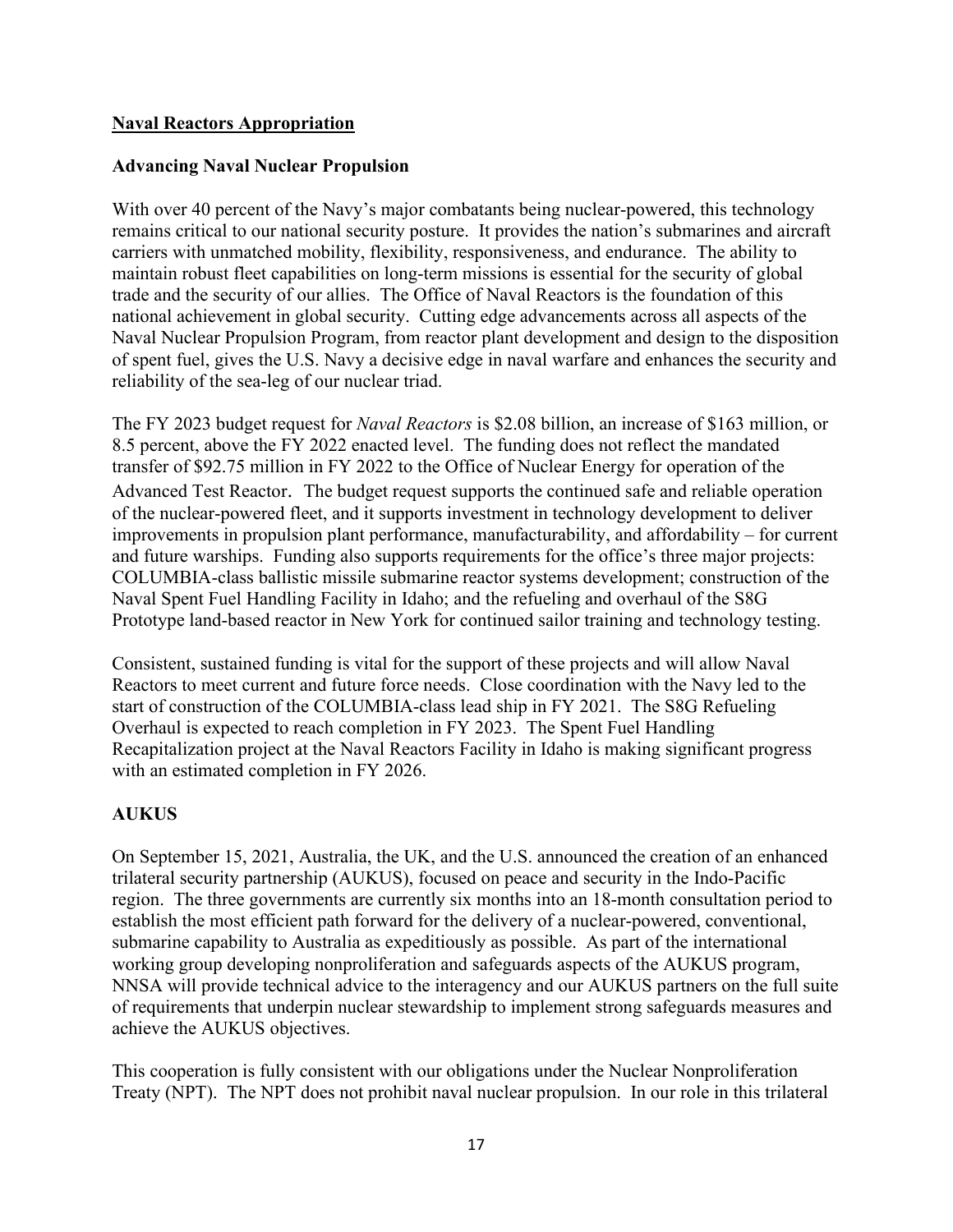## Naval Reactors Appropriation

### Advancing Naval Nuclear Propulsion

With over 40 percent of the Navy's major combatants being nuclear-powered, this technology remains critical to our national security posture. It provides the nation's submarines and aircraft carriers with unmatched mobility, flexibility, responsiveness, and endurance. The ability to maintain robust fleet capabilities on long-term missions is essential for the security of global trade and the security of our allies. The Office of Naval Reactors is the foundation of this national achievement in global security. Cutting edge advancements across all aspects of the Naval Nuclear Propulsion Program, from reactor plant development and design to the disposition of spent fuel, gives the U.S. Navy a decisive edge in naval warfare and enhances the security and reliability of the sea-leg of our nuclear triad.

The FY 2023 budget request for *Naval Reactors* is $2.08 billion, an increase of $163 million, or 8.5 percent, above the FY 2022 enacted level. The funding does not reflect the mandated transfer of $92.75 million in FY 2022 to the Office of Nuclear Energy for operation of the Advanced Test Reactor. The budget request supports the continued safe and reliable operation of the nuclear-powered fleet, and it supports investment in technology development to deliver improvements in propulsion plant performance, manufacturability, and affordability – for current and future warships. Funding also supports requirements for the office's three major projects: COLUMBIA-class ballistic missile submarine reactor systems development; construction of the Naval Spent Fuel Handling Facility in Idaho; and the refueling and overhaul of the S8G Prototype land-based reactor in New York for continued sailor training and technology testing.

Consistent, sustained funding is vital for the support of these projects and will allow Naval Reactors to meet current and future force needs. Close coordination with the Navy led to the start of construction of the COLUMBIA-class lead ship in FY 2021. The S8G Refueling Overhaul is expected to reach completion in FY 2023. The Spent Fuel Handling Recapitalization project at the Naval Reactors Facility in Idaho is making significant progress with an estimated completion in FY 2026.

### AUKUS

On September 15, 2021, Australia, the UK, and the U.S. announced the creation of an enhanced trilateral security partnership (AUKUS), focused on peace and security in the Indo-Pacific region. The three governments are currently six months into an 18-month consultation period to establish the most efficient path forward for the delivery of a nuclear-powered, conventional, submarine capability to Australia as expeditiously as possible. As part of the international working group developing nonproliferation and safeguards aspects of the AUKUS program, NNSA will provide technical advice to the interagency and our AUKUS partners on the full suite of requirements that underpin nuclear stewardship to implement strong safeguards measures and achieve the AUKUS objectives.

This cooperation is fully consistent with our obligations under the Nuclear Nonproliferation Treaty (NPT). The NPT does not prohibit naval nuclear propulsion. In our role in this trilateral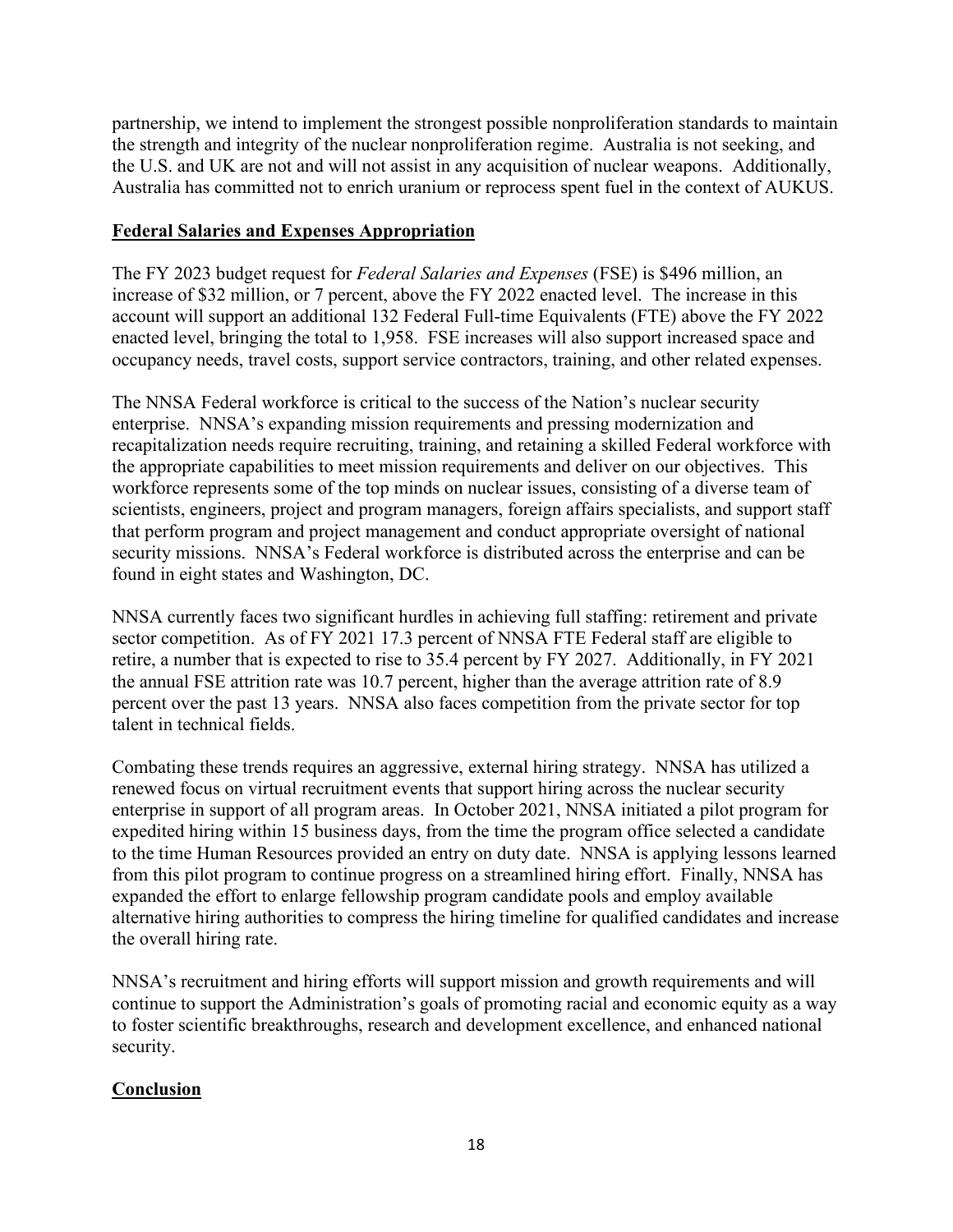partnership, we intend to implement the strongest possible nonproliferation standards to maintain the strength and integrity of the nuclear nonproliferation regime. Australia is not seeking, and the U.S. and UK are not and will not assist in any acquisition of nuclear weapons. Additionally, Australia has committed not to enrich uranium or reprocess spent fuel in the context of AUKUS.

## Federal Salaries and Expenses Appropriation

The FY 2023 budget request for *Federal Salaries and Expenses* (FSE) is $496 million, an increase of $32 million, or 7 percent, above the FY 2022 enacted level. The increase in this account will support an additional 132 Federal Full-time Equivalents (FTE) above the FY 2022 enacted level, bringing the total to 1,958. FSE increases will also support increased space and occupancy needs, travel costs, support service contractors, training, and other related expenses.

The NNSA Federal workforce is critical to the success of the Nation's nuclear security enterprise. NNSA's expanding mission requirements and pressing modernization and recapitalization needs require recruiting, training, and retaining a skilled Federal workforce with the appropriate capabilities to meet mission requirements and deliver on our objectives. This workforce represents some of the top minds on nuclear issues, consisting of a diverse team of scientists, engineers, project and program managers, foreign affairs specialists, and support staff that perform program and project management and conduct appropriate oversight of national security missions. NNSA's Federal workforce is distributed across the enterprise and can be found in eight states and Washington, DC.

NNSA currently faces two significant hurdles in achieving full staffing: retirement and private sector competition. As of FY 2021 17.3 percent of NNSA FTE Federal staff are eligible to retire, a number that is expected to rise to 35.4 percent by FY 2027. Additionally, in FY 2021 the annual FSE attrition rate was 10.7 percent, higher than the average attrition rate of 8.9 percent over the past 13 years. NNSA also faces competition from the private sector for top talent in technical fields.

Combating these trends requires an aggressive, external hiring strategy. NNSA has utilized a renewed focus on virtual recruitment events that support hiring across the nuclear security enterprise in support of all program areas. In October 2021, NNSA initiated a pilot program for expedited hiring within 15 business days, from the time the program office selected a candidate to the time Human Resources provided an entry on duty date. NNSA is applying lessons learned from this pilot program to continue progress on a streamlined hiring effort. Finally, NNSA has expanded the effort to enlarge fellowship program candidate pools and employ available alternative hiring authorities to compress the hiring timeline for qualified candidates and increase the overall hiring rate.

NNSA's recruitment and hiring efforts will support mission and growth requirements and will continue to support the Administration's goals of promoting racial and economic equity as a way to foster scientific breakthroughs, research and development excellence, and enhanced national security.

## Conclusion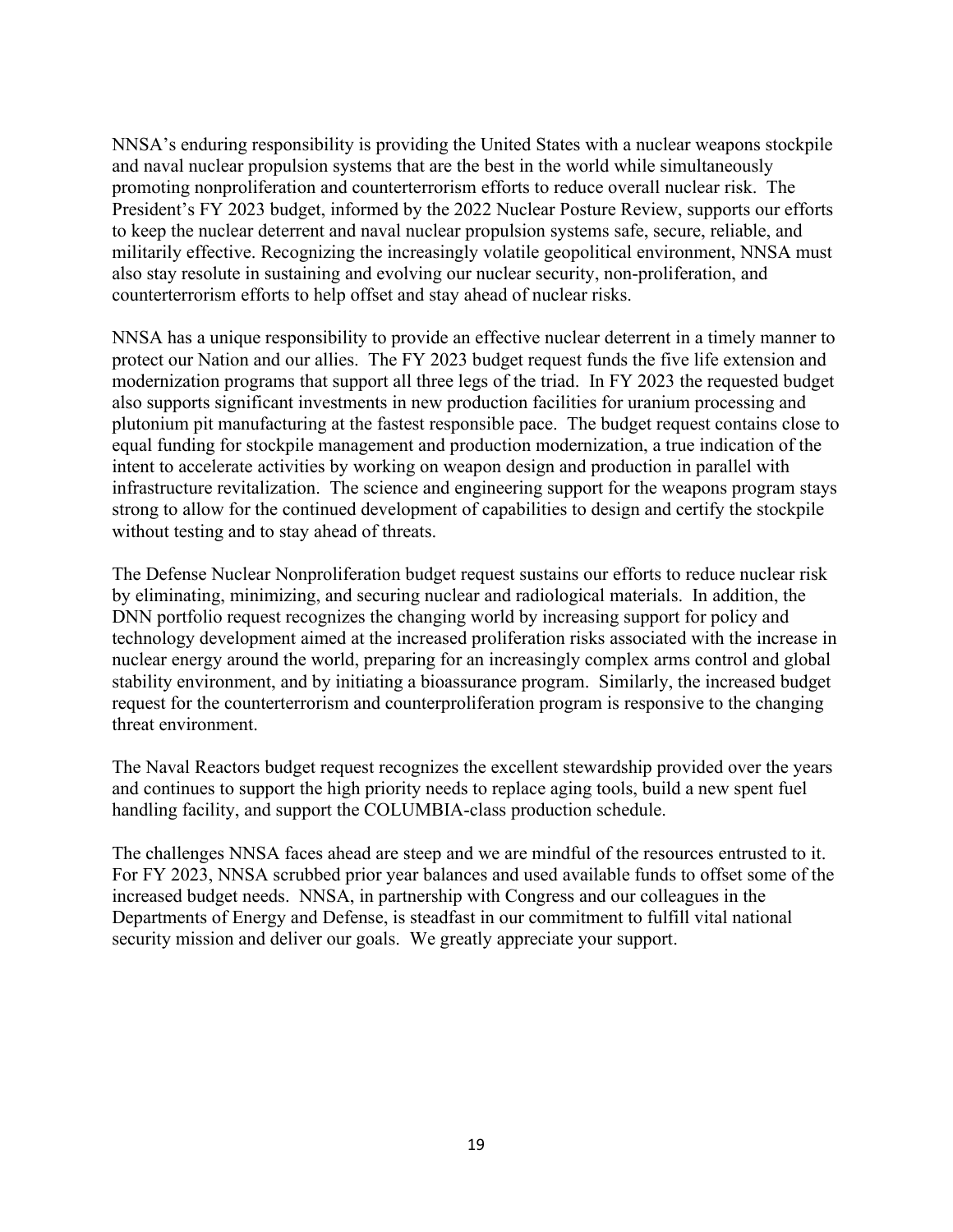NNSA's enduring responsibility is providing the United States with a nuclear weapons stockpile and naval nuclear propulsion systems that are the best in the world while simultaneously promoting nonproliferation and counterterrorism efforts to reduce overall nuclear risk. The President's FY 2023 budget, informed by the 2022 Nuclear Posture Review, supports our efforts to keep the nuclear deterrent and naval nuclear propulsion systems safe, secure, reliable, and militarily effective. Recognizing the increasingly volatile geopolitical environment, NNSA must also stay resolute in sustaining and evolving our nuclear security, non-proliferation, and counterterrorism efforts to help offset and stay ahead of nuclear risks.

NNSA has a unique responsibility to provide an effective nuclear deterrent in a timely manner to protect our Nation and our allies. The FY 2023 budget request funds the five life extension and modernization programs that support all three legs of the triad. In FY 2023 the requested budget also supports significant investments in new production facilities for uranium processing and plutonium pit manufacturing at the fastest responsible pace. The budget request contains close to equal funding for stockpile management and production modernization, a true indication of the intent to accelerate activities by working on weapon design and production in parallel with infrastructure revitalization. The science and engineering support for the weapons program stays strong to allow for the continued development of capabilities to design and certify the stockpile without testing and to stay ahead of threats.

The Defense Nuclear Nonproliferation budget request sustains our efforts to reduce nuclear risk by eliminating, minimizing, and securing nuclear and radiological materials. In addition, the DNN portfolio request recognizes the changing world by increasing support for policy and technology development aimed at the increased proliferation risks associated with the increase in nuclear energy around the world, preparing for an increasingly complex arms control and global stability environment, and by initiating a bioassurance program. Similarly, the increased budget request for the counterterrorism and counterproliferation program is responsive to the changing threat environment.

The Naval Reactors budget request recognizes the excellent stewardship provided over the years and continues to support the high priority needs to replace aging tools, build a new spent fuel handling facility, and support the COLUMBIA-class production schedule.

The challenges NNSA faces ahead are steep and we are mindful of the resources entrusted to it. For FY 2023, NNSA scrubbed prior year balances and used available funds to offset some of the increased budget needs. NNSA, in partnership with Congress and our colleagues in the Departments of Energy and Defense, is steadfast in our commitment to fulfill vital national security mission and deliver our goals. We greatly appreciate your support.